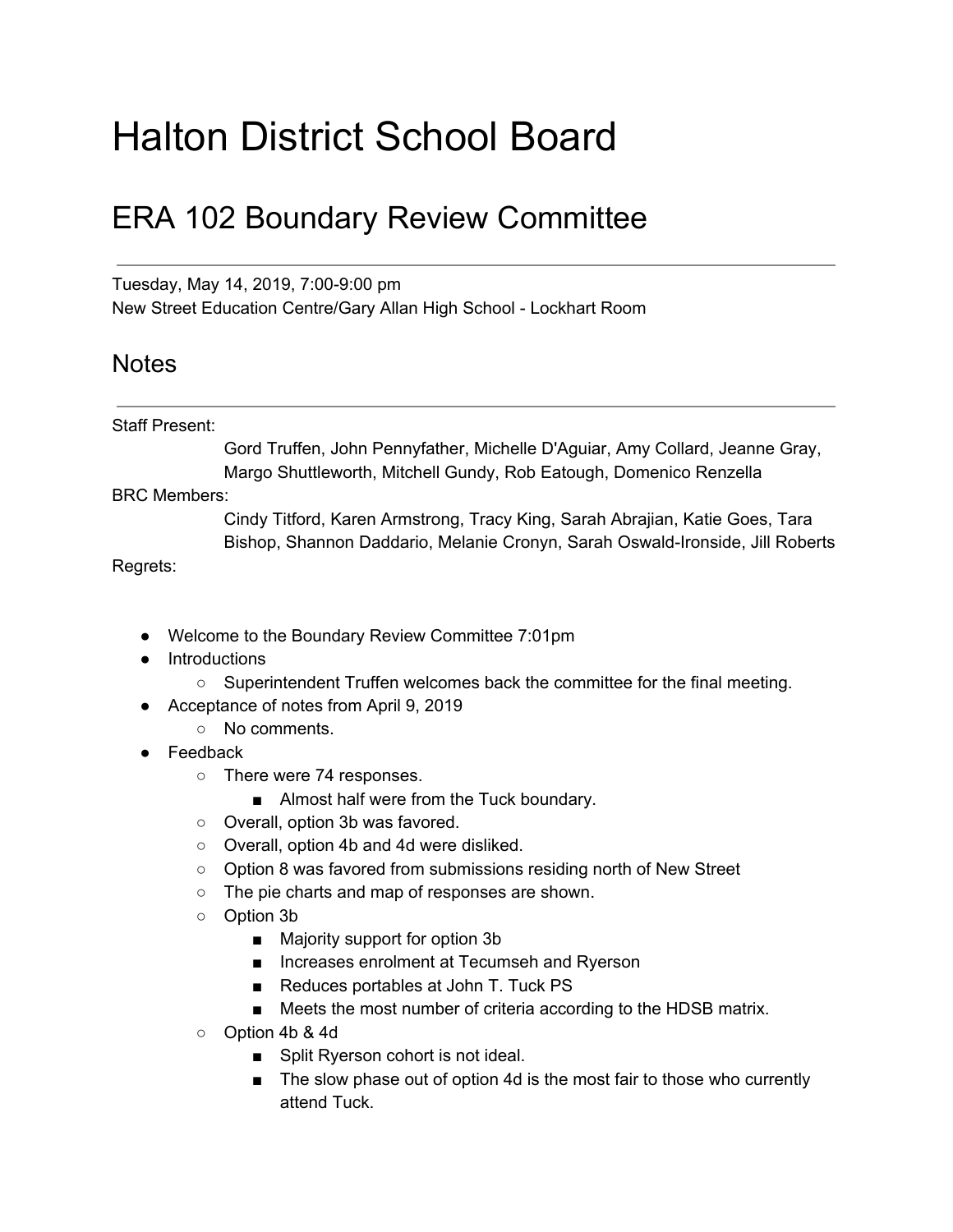# Halton District School Board

## ERA 102 Boundary Review Committee

---

Tuesday, May 14, 2019, 7:00-9:00 pm
New Street Education Centre/Gary Allan High School - Lockhart Room

## Notes

---

Staff Present:
Gord Truffen, John Pennyfather, Michelle D'Aguiar, Amy Collard, Jeanne Gray, Margo Shuttleworth, Mitchell Gundy, Rob Eatough, Domenico Renzella

BRC Members:
Cindy Titford, Karen Armstrong, Tracy King, Sarah Abrajian, Katie Goes, Tara Bishop, Shannon Daddario, Melanie Cronyn, Sarah Oswald-Ironside, Jill Roberts

Regrets:

- Welcome to the Boundary Review Committee 7:01pm
- Introductions
    - Superintendent Truffen welcomes back the committee for the final meeting.
- Acceptance of notes from April 9, 2019
    - No comments.
- Feedback
    - There were 74 responses.
        - Almost half were from the Tuck boundary.
    - Overall, option 3b was favored.
    - Overall, option 4b and 4d were disliked.
    - Option 8 was favored from submissions residing north of New Street
    - The pie charts and map of responses are shown.
    - Option 3b
        - Majority support for option 3b
        - Increases enrolment at Tecumseh and Ryerson
        - Reduces portables at John T. Tuck PS
        - Meets the most number of criteria according to the HDSB matrix.
    - Option 4b & 4d
        - Split Ryerson cohort is not ideal.
        - The slow phase out of option 4d is the most fair to those who currently attend Tuck.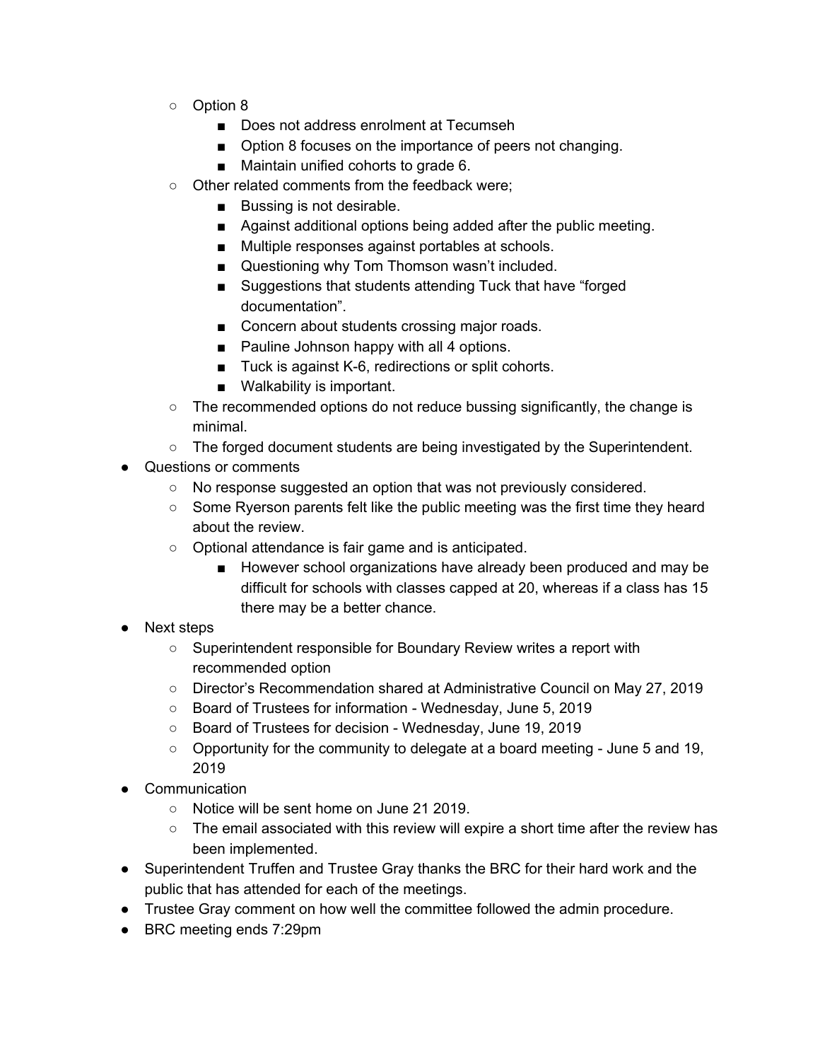- Option 8
  - Does not address enrolment at Tecumseh
  - Option 8 focuses on the importance of peers not changing.
  - Maintain unified cohorts to grade 6.
- Other related comments from the feedback were;
  - Bussing is not desirable.
  - Against additional options being added after the public meeting.
  - Multiple responses against portables at schools.
  - Questioning why Tom Thomson wasn't included.
  - Suggestions that students attending Tuck that have "forged documentation".
  - Concern about students crossing major roads.
  - Pauline Johnson happy with all 4 options.
  - Tuck is against K-6, redirections or split cohorts.
  - Walkability is important.
- The recommended options do not reduce bussing significantly, the change is minimal.
- The forged document students are being investigated by the Superintendent.

- Questions or comments
  - No response suggested an option that was not previously considered.
  - Some Ryerson parents felt like the public meeting was the first time they heard about the review.
  - Optional attendance is fair game and is anticipated.
    - However school organizations have already been produced and may be difficult for schools with classes capped at 20, whereas if a class has 15 there may be a better chance.
- Next steps
  - Superintendent responsible for Boundary Review writes a report with recommended option
  - Director's Recommendation shared at Administrative Council on May 27, 2019
  - Board of Trustees for information - Wednesday, June 5, 2019
  - Board of Trustees for decision - Wednesday, June 19, 2019
  - Opportunity for the community to delegate at a board meeting - June 5 and 19, 2019
- Communication
  - Notice will be sent home on June 21 2019.
  - The email associated with this review will expire a short time after the review has been implemented.
- Superintendent Truffen and Trustee Gray thanks the BRC for their hard work and the public that has attended for each of the meetings.
- Trustee Gray comment on how well the committee followed the admin procedure.
- BRC meeting ends 7:29pm